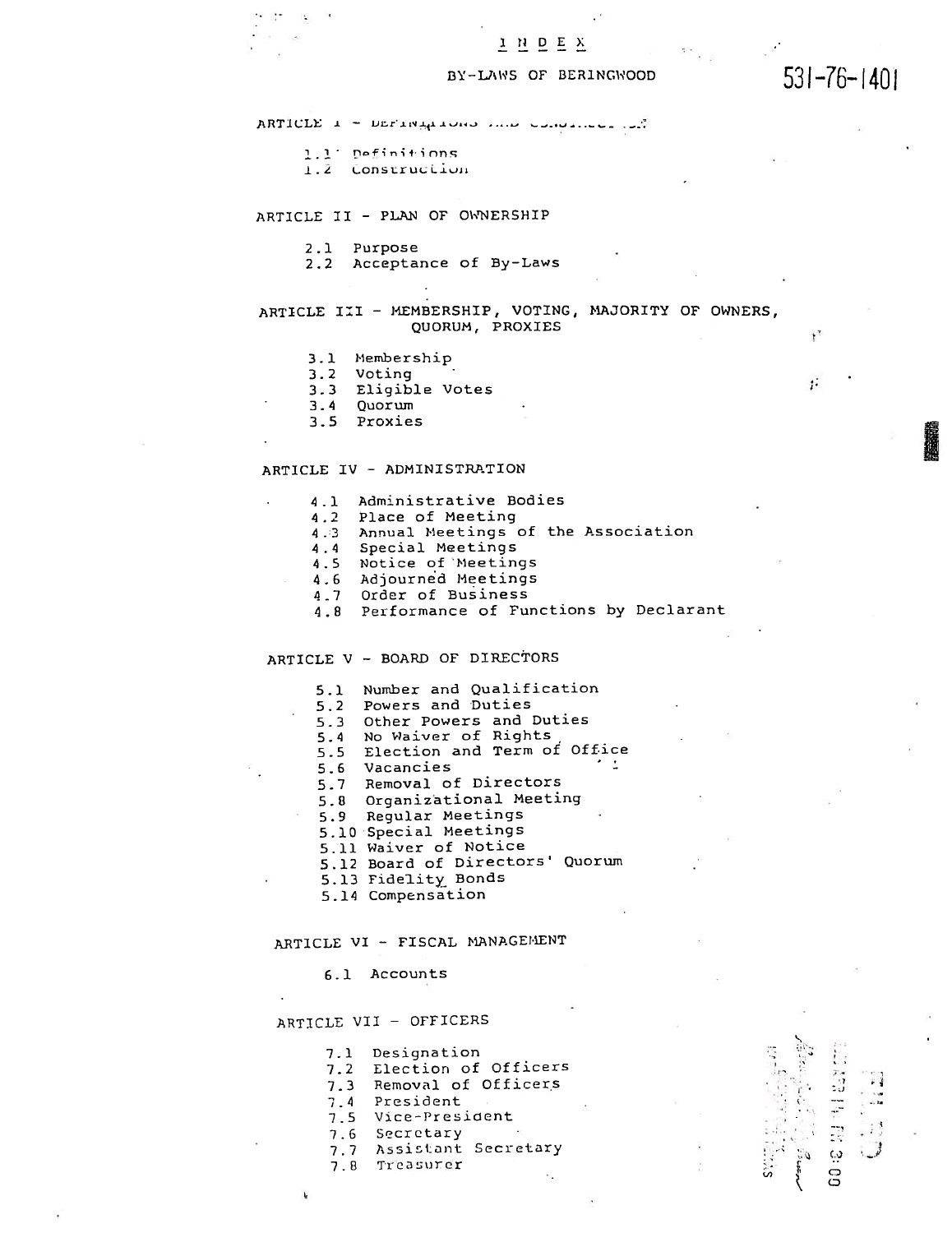# I N D E X

## BY-LAWS OF BERINGWOOD

531-76-1401

ARTICLE I - DEFINITIONS AND CONSTRUCTION

- 1.1 Definitions
- 1.2 Construction

ARTICLE II - PLAN OF OWNERSHIP

- 2.1 Purpose
- 2.2 Acceptance of By-Laws

ARTICLE III - MEMBERSHIP, VOTING, MAJORITY OF OWNERS, QUORUM, PROXIES

- 3.1 Membership
- 3.2 Voting
- 3.3 Eligible Votes
- 3.4 Quorum
- 3.5 Proxies

ARTICLE IV - ADMINISTRATION

- 4.1 Administrative Bodies
- 4.2 Place of Meeting
- 4.3 Annual Meetings of the Association
- 4.4 Special Meetings
- 4.5 Notice of Meetings
- 4.6 Adjourned Meetings
- 4.7 Order of Business
- 4.8 Performance of Functions by Declarant

ARTICLE V - BOARD OF DIRECTORS

- 5.1 Number and Qualification
- 5.2 Powers and Duties
- 5.3 Other Powers and Duties
- 5.4 No Waiver of Rights
- 5.5 Election and Term of Office
- 5.6 Vacancies
- 5.7 Removal of Directors
- 5.8 Organizational Meeting
- 5.9 Regular Meetings
- 5.10 Special Meetings
- 5.11 Waiver of Notice
- 5.12 Board of Directors' Quorum
- 5.13 Fidelity Bonds
- 5.14 Compensation

ARTICLE VI - FISCAL MANAGEMENT

- 6.1 Accounts

ARTICLE VII - OFFICERS

- 7.1 Designation
- 7.2 Election of Officers
- 7.3 Removal of Officers
- 7.4 President
- 7.5 Vice-President
- 7.6 Secretary
- 7.7 Assistant Secretary
- 7.8 Treasurer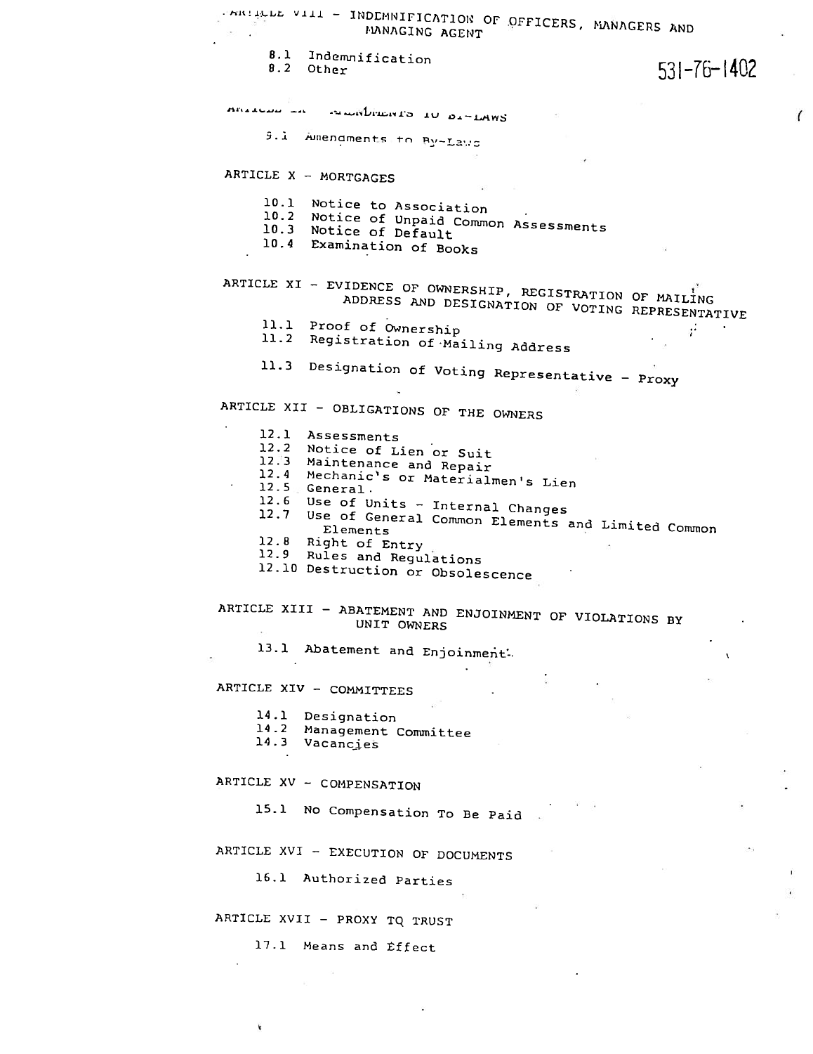ARTICLE VIII - INDEMNIFICATION OF OFFICERS, MANAGERS AND MANAGING AGENT

8.1 Indemnification
8.2 Other

531-76-1402

ARTICLE IX - AMENDMENTS TO BY-LAWS

9.1 Amendments to By-Laws

ARTICLE X - MORTGAGES

10.1 Notice to Association
10.2 Notice of Unpaid Common Assessments
10.3 Notice of Default
10.4 Examination of Books

ARTICLE XI - EVIDENCE OF OWNERSHIP, REGISTRATION OF MAILING ADDRESS AND DESIGNATION OF VOTING REPRESENTATIVE

11.1 Proof of Ownership
11.2 Registration of Mailing Address
11.3 Designation of Voting Representative - Proxy

ARTICLE XII - OBLIGATIONS OF THE OWNERS

12.1 Assessments
12.2 Notice of Lien or Suit
12.3 Maintenance and Repair
12.4 Mechanic's or Materialmen's Lien
12.5 General
12.6 Use of Units - Internal Changes
12.7 Use of General Common Elements and Limited Common Elements
12.8 Right of Entry
12.9 Rules and Regulations
12.10 Destruction or Obsolescence

ARTICLE XIII - ABATEMENT AND ENJOINMENT OF VIOLATIONS BY UNIT OWNERS

13.1 Abatement and Enjoinment

ARTICLE XIV - COMMITTEES

14.1 Designation
14.2 Management Committee
14.3 Vacancies

ARTICLE XV - COMPENSATION

15.1 No Compensation To Be Paid

ARTICLE XVI - EXECUTION OF DOCUMENTS

16.1 Authorized Parties

ARTICLE XVII - PROXY TO TRUST

17.1 Means and Effect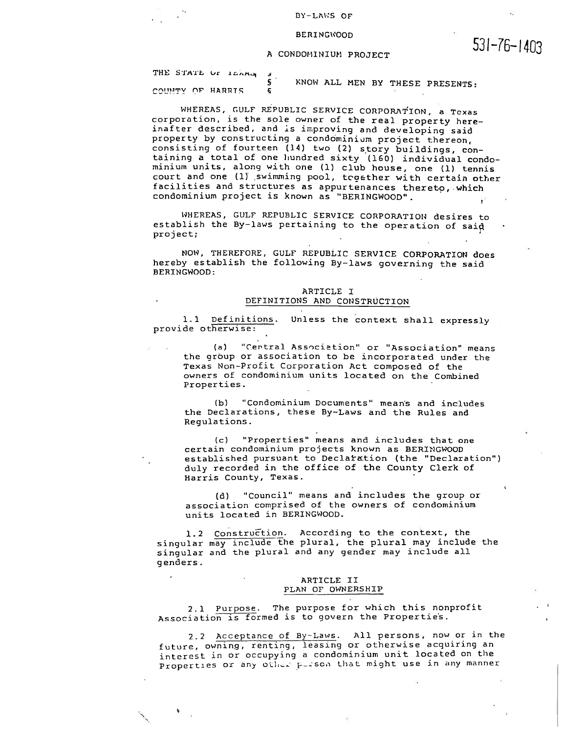BY-LAWS OF

BERINGWOOD

A CONDOMINIUM PROJECT

531-76-1403

THE STATE OF TEXAS §
§ KNOW ALL MEN BY THESE PRESENTS:
COUNTY OF HARRIS §

WHEREAS, GULF REPUBLIC SERVICE CORPORATION, a Texas corporation, is the sole owner of the real property hereinafter described, and is improving and developing said property by constructing a condominium project thereon, consisting of fourteen (14) two (2) story buildings, containing a total of one hundred sixty (160) individual condominium units, along with one (1) club house, one (1) tennis court and one (1) swimming pool, together with certain other facilities and structures as appurtenances thereto, which condominium project is known as "BERINGWOOD".

WHEREAS, GULF REPUBLIC SERVICE CORPORATION desires to establish the By-laws pertaining to the operation of said project;

NOW, THEREFORE, GULF REPUBLIC SERVICE CORPORATION does hereby establish the following By-laws governing the said BERINGWOOD:

## ARTICLE I
## DEFINITIONS AND CONSTRUCTION

1.1 Definitions. Unless the context shall expressly provide otherwise:

(a) "Central Association" or "Association" means the group or association to be incorporated under the Texas Non-Profit Corporation Act composed of the owners of condominium units located on the Combined Properties.

(b) "Condominium Documents" means and includes the Declarations, these By-Laws and the Rules and Regulations.

(c) "Properties" means and includes that one certain condominium projects known as BERINGWOOD established pursuant to Declaration (the "Declaration") duly recorded in the office of the County Clerk of Harris County, Texas.

(d) "Council" means and includes the group or association comprised of the owners of condominium units located in BERINGWOOD.

1.2 Construction. According to the context, the singular may include the plural, the plural may include the singular and the plural and any gender may include all genders.

## ARTICLE II
## PLAN OF OWNERSHIP

2.1 Purpose. The purpose for which this nonprofit Association is formed is to govern the Properties.

2.2 Acceptance of By-Laws. All persons, now or in the future, owning, renting, leasing or otherwise acquiring an interest in or occupying a condominium unit located on the Properties or any other person that might use in any manner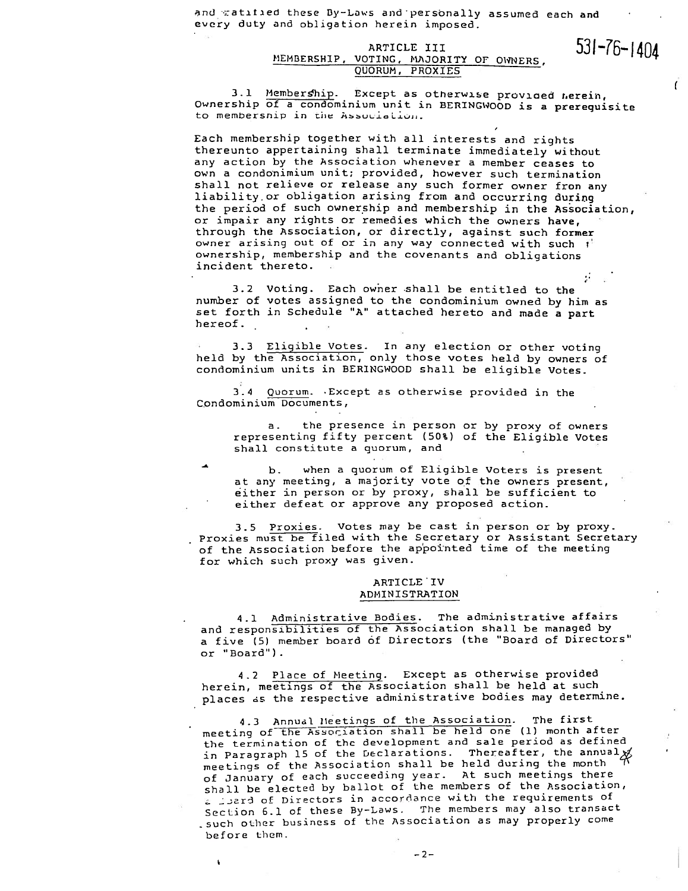and ratified these By-Laws and personally assumed each and every duty and obligation herein imposed.

531-76-1404

## ARTICLE III
## MEMBERSHIP, VOTING, MAJORITY OF OWNERS, QUORUM, PROXIES

3.1 Membership. Except as otherwise provided herein, Ownership of a condominium unit in BERINGWOOD is a prerequisite to membership in the Association.

Each membership together with all interests and rights thereunto appertaining shall terminate immediately without any action by the Association whenever a member ceases to own a condonimium unit; provided, however such termination shall not relieve or release any such former owner from any liability or obligation arising from and occurring during the period of such ownership and membership in the Association, or impair any rights or remedies which the owners have, through the Association, or directly, against such former owner arising out of or in any way connected with such ownership, membership and the covenants and obligations incident thereto.

3.2 Voting. Each owner shall be entitled to the number of votes assigned to the condominium owned by him as set forth in Schedule "A" attached hereto and made a part hereof.

3.3 Eligible Votes. In any election or other voting held by the Association, only those votes held by owners of condominium units in BERINGWOOD shall be eligible Votes.

3.4 Quorum. Except as otherwise provided in the Condominium Documents,

a. the presence in person or by proxy of owners representing fifty percent (50%) of the Eligible Votes shall constitute a quorum, and

b. when a quorum of Eligible Voters is present at any meeting, a majority vote of the owners present, either in person or by proxy, shall be sufficient to either defeat or approve any proposed action.

3.5 Proxies. Votes may be cast in person or by proxy. Proxies must be filed with the Secretary or Assistant Secretary of the Association before the appointed time of the meeting for which such proxy was given.

## ARTICLE IV
## ADMINISTRATION

4.1 Administrative Bodies. The administrative affairs and responsibilities of the Association shall be managed by a five (5) member board of Directors (the "Board of Directors" or "Board").

4.2 Place of Meeting. Except as otherwise provided herein, meetings of the Association shall be held at such places as the respective administrative bodies may determine.

4.3 Annual Meetings of the Association. The first meeting of the Association shall be held one (1) month after the termination of the development and sale period as defined in Paragraph 15 of the Declarations. Thereafter, the annual meetings of the Association shall be held during the month of January of each succeeding year. At such meetings there shall be elected by ballot of the members of the Association, a Board of Directors in accordance with the requirements of Section 6.1 of these By-Laws. The members may also transact such other business of the Association as may properly come before them.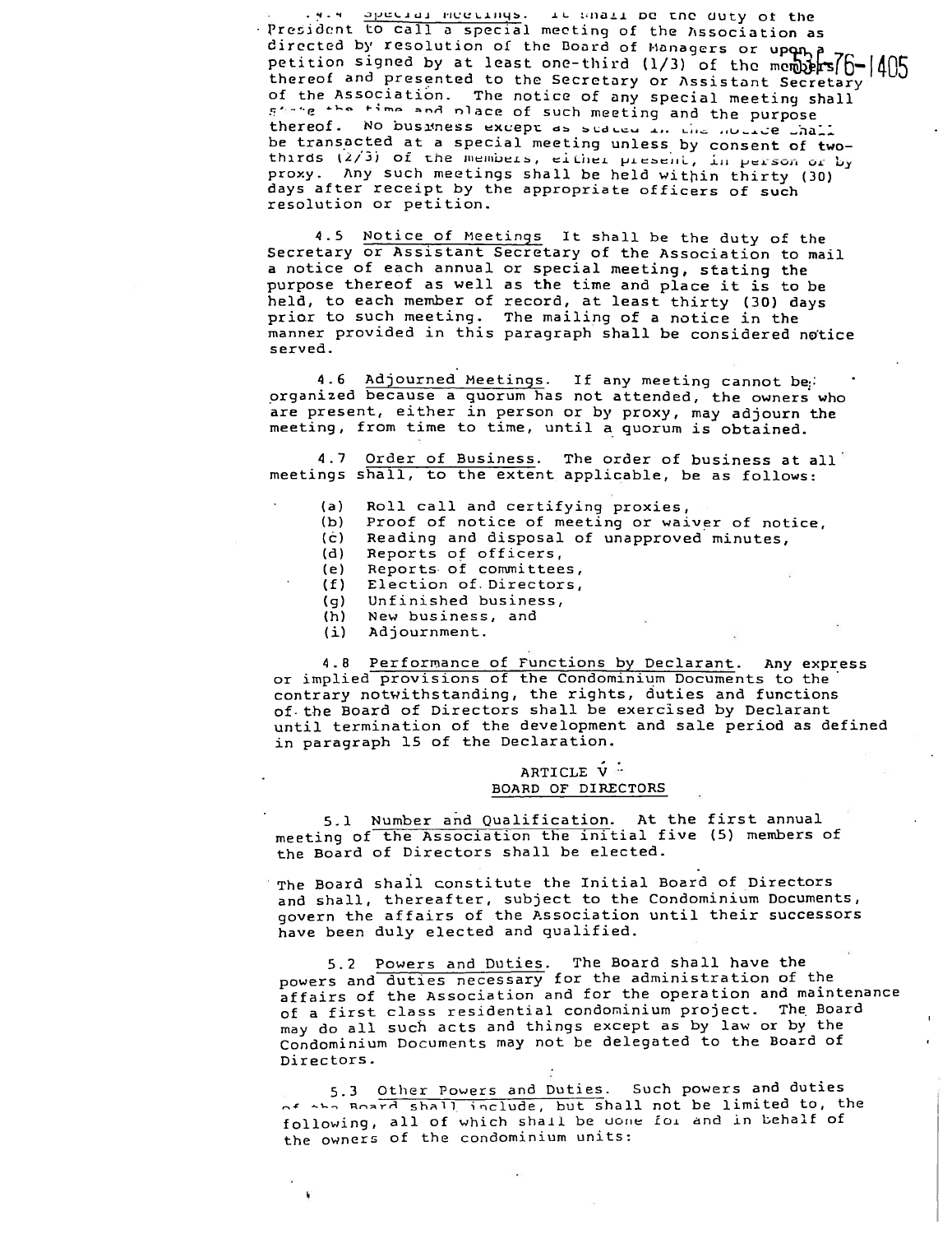4.4 Special Meetings. It shall be the duty of the President to call a special meeting of the Association as directed by resolution of the Board of Managers or upon a petition signed by at least one-third (1/3) of the members thereof and presented to the Secretary or Assistant Secretary of the Association. The notice of any special meeting shall state the time and place of such meeting and the purpose thereof. No business except as stated in the notice shall be transacted at a special meeting unless by consent of two-thirds (2/3) of the members, either present, in person or by proxy. Any such meetings shall be held within thirty (30) days after receipt by the appropriate officers of such resolution or petition.

4.5 Notice of Meetings It shall be the duty of the Secretary or Assistant Secretary of the Association to mail a notice of each annual or special meeting, stating the purpose thereof as well as the time and place it is to be held, to each member of record, at least thirty (30) days prior to such meeting. The mailing of a notice in the manner provided in this paragraph shall be considered notice served.

4.6 Adjourned Meetings. If any meeting cannot be organized because a quorum has not attended, the owners who are present, either in person or by proxy, may adjourn the meeting, from time to time, until a quorum is obtained.

4.7 Order of Business. The order of business at all meetings shall, to the extent applicable, be as follows:

(a) Roll call and certifying proxies,
(b) Proof of notice of meeting or waiver of notice,
(c) Reading and disposal of unapproved minutes,
(d) Reports of officers,
(e) Reports of committees,
(f) Election of Directors,
(g) Unfinished business,
(h) New business, and
(i) Adjournment.

4.8 Performance of Functions by Declarant. Any express or implied provisions of the Condominium Documents to the contrary notwithstanding, the rights, duties and functions of the Board of Directors shall be exercised by Declarant until termination of the development and sale period as defined in paragraph 15 of the Declaration.

## ARTICLE V
## BOARD OF DIRECTORS

5.1 Number and Qualification. At the first annual meeting of the Association the initial five (5) members of the Board of Directors shall be elected.

The Board shall constitute the Initial Board of Directors and shall, thereafter, subject to the Condominium Documents, govern the affairs of the Association until their successors have been duly elected and qualified.

5.2 Powers and Duties. The Board shall have the powers and duties necessary for the administration of the affairs of the Association and for the operation and maintenance of a first class residential condominium project. The Board may do all such acts and things except as by law or by the Condominium Documents may not be delegated to the Board of Directors.

5.3 Other Powers and Duties. Such powers and duties of the Board shall include, but shall not be limited to, the following, all of which shall be done for and in behalf of the owners of the condominium units: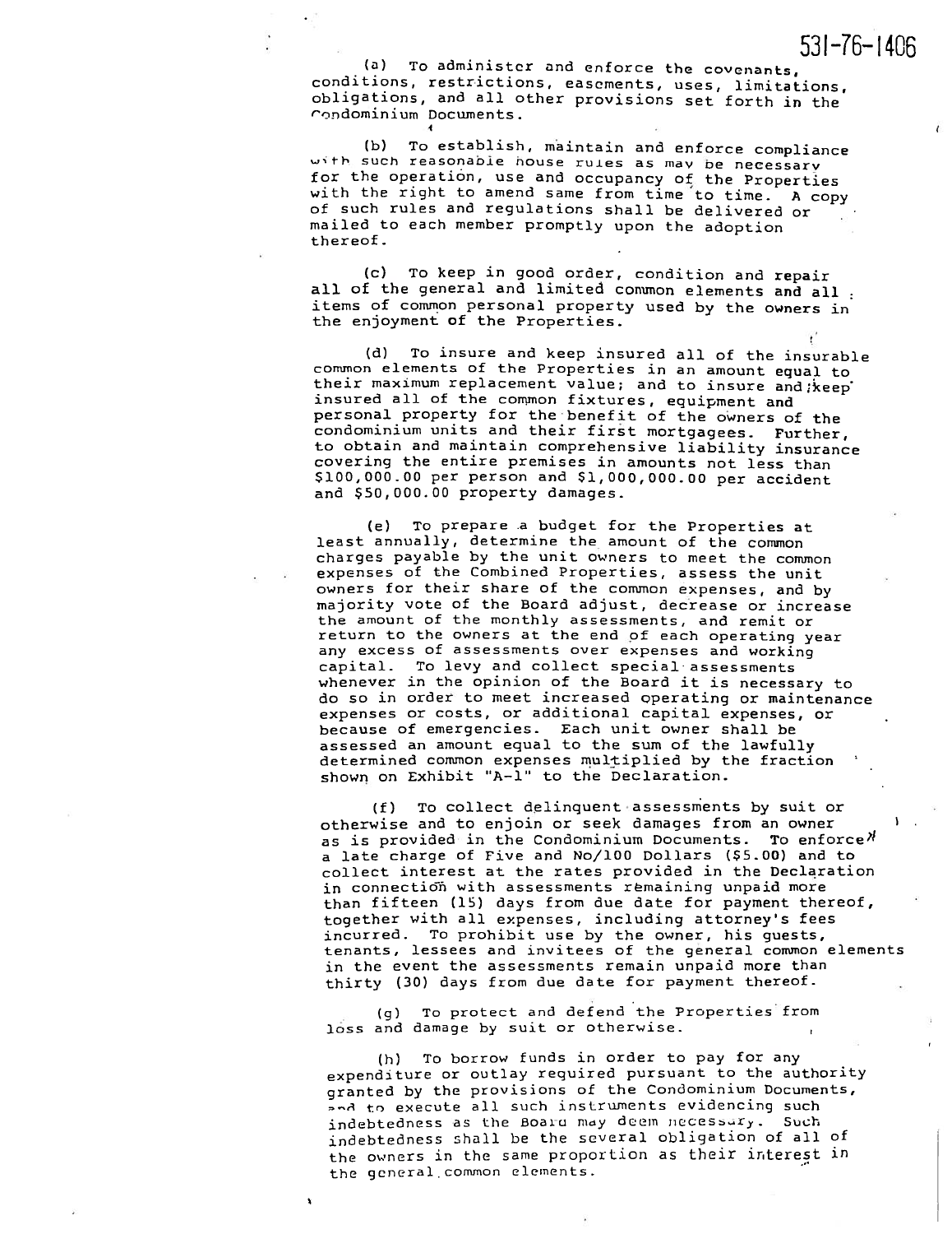(a) To administer and enforce the covenants, conditions, restrictions, easements, uses, limitations, obligations, and all other provisions set forth in the Condominium Documents.

(b) To establish, maintain and enforce compliance with such reasonable house rules as may be necessary for the operation, use and occupancy of the Properties with the right to amend same from time to time. A copy of such rules and regulations shall be delivered or mailed to each member promptly upon the adoption thereof.

(c) To keep in good order, condition and repair all of the general and limited common elements and all items of common personal property used by the owners in the enjoyment of the Properties.

(d) To insure and keep insured all of the insurable common elements of the Properties in an amount equal to their maximum replacement value; and to insure and keep insured all of the common fixtures, equipment and personal property for the benefit of the owners of the condominium units and their first mortgagees. Further, to obtain and maintain comprehensive liability insurance covering the entire premises in amounts not less than $100,000.00 per person and $1,000,000.00 per accident and $50,000.00 property damages.

(e) To prepare a budget for the Properties at least annually, determine the amount of the common charges payable by the unit owners to meet the common expenses of the Combined Properties, assess the unit owners for their share of the common expenses, and by majority vote of the Board adjust, decrease or increase the amount of the monthly assessments, and remit or return to the owners at the end of each operating year any excess of assessments over expenses and working capital. To levy and collect special assessments whenever in the opinion of the Board it is necessary to do so in order to meet increased operating or maintenance expenses or costs, or additional capital expenses, or because of emergencies. Each unit owner shall be assessed an amount equal to the sum of the lawfully determined common expenses multiplied by the fraction shown on Exhibit "A-1" to the Declaration.

(f) To collect delinquent assessments by suit or otherwise and to enjoin or seek damages from an owner as is provided in the Condominium Documents. To enforce a late charge of Five and No/100 Dollars ($5.00) and to collect interest at the rates provided in the Declaration in connection with assessments remaining unpaid more than fifteen (15) days from due date for payment thereof, together with all expenses, including attorney's fees incurred. To prohibit use by the owner, his guests, tenants, lessees and invitees of the general common elements in the event the assessments remain unpaid more than thirty (30) days from due date for payment thereof.

(g) To protect and defend the Properties from loss and damage by suit or otherwise.

(h) To borrow funds in order to pay for any expenditure or outlay required pursuant to the authority granted by the provisions of the Condominium Documents, and to execute all such instruments evidencing such indebtedness as the Board may deem necessary. Such indebtedness shall be the several obligation of all of the owners in the same proportion as their interest in the general common elements.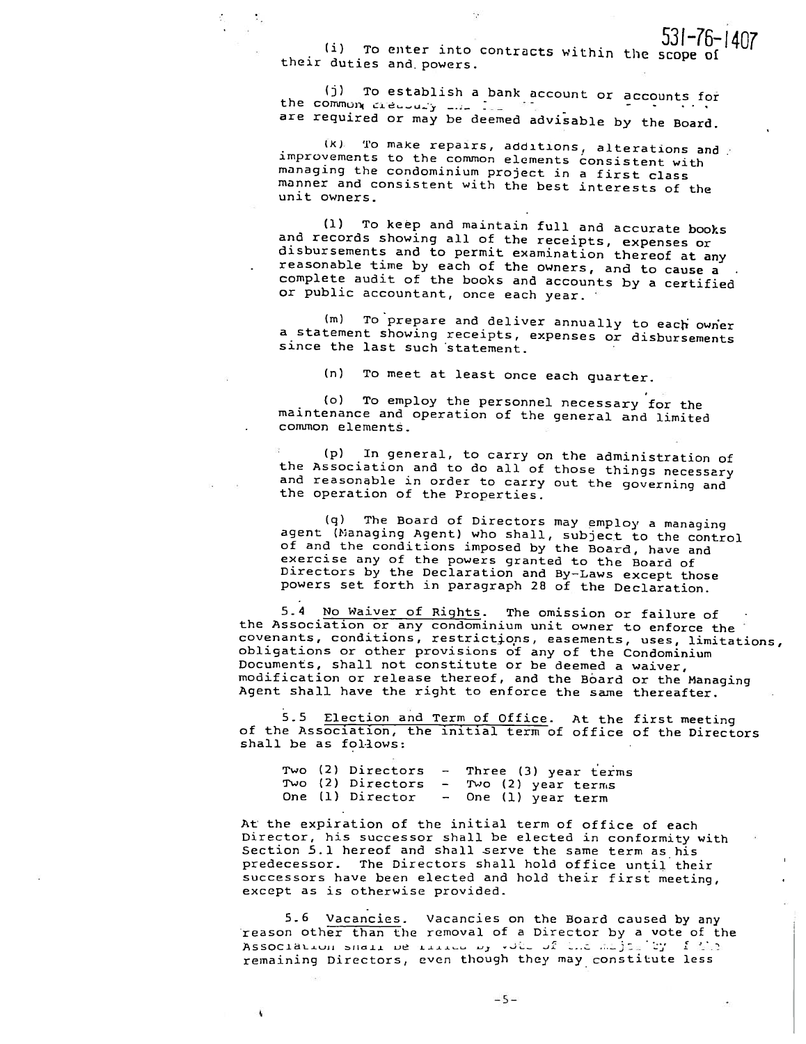531-76-1407

(i) To enter into contracts within the scope of their duties and powers.

(j) To establish a bank account or accounts for the common treasury and ... are required or may be deemed advisable by the Board.

(k) To make repairs, additions, alterations and improvements to the common elements consistent with managing the condominium project in a first class manner and consistent with the best interests of the unit owners.

(l) To keep and maintain full and accurate books and records showing all of the receipts, expenses or disbursements and to permit examination thereof at any reasonable time by each of the owners, and to cause a complete audit of the books and accounts by a certified or public accountant, once each year.

(m) To prepare and deliver annually to each owner a statement showing receipts, expenses or disbursements since the last such statement.

(n) To meet at least once each quarter.

(o) To employ the personnel necessary for the maintenance and operation of the general and limited common elements.

(p) In general, to carry on the administration of the Association and to do all of those things necessary and reasonable in order to carry out the governing and the operation of the Properties.

(q) The Board of Directors may employ a managing agent (Managing Agent) who shall, subject to the control of and the conditions imposed by the Board, have and exercise any of the powers granted to the Board of Directors by the Declaration and By-Laws except those powers set forth in paragraph 28 of the Declaration.

5.4 No Waiver of Rights. The omission or failure of the Association or any condominium unit owner to enforce the covenants, conditions, restrictions, easements, uses, limitations, obligations or other provisions of any of the Condominium Documents, shall not constitute or be deemed a waiver, modification or release thereof, and the Board or the Managing Agent shall have the right to enforce the same thereafter.

5.5 Election and Term of Office. At the first meeting of the Association, the initial term of office of the Directors shall be as follows:

Two (2) Directors - Three (3) year terms
Two (2) Directors - Two (2) year terms
One (1) Director - One (1) year term

At the expiration of the initial term of office of each Director, his successor shall be elected in conformity with Section 5.1 hereof and shall serve the same term as his predecessor. The Directors shall hold office until their successors have been elected and hold their first meeting, except as is otherwise provided.

5.6 Vacancies. Vacancies on the Board caused by any reason other than the removal of a Director by a vote of the Association shall be filled by vote of the majority of the remaining Directors, even though they may constitute less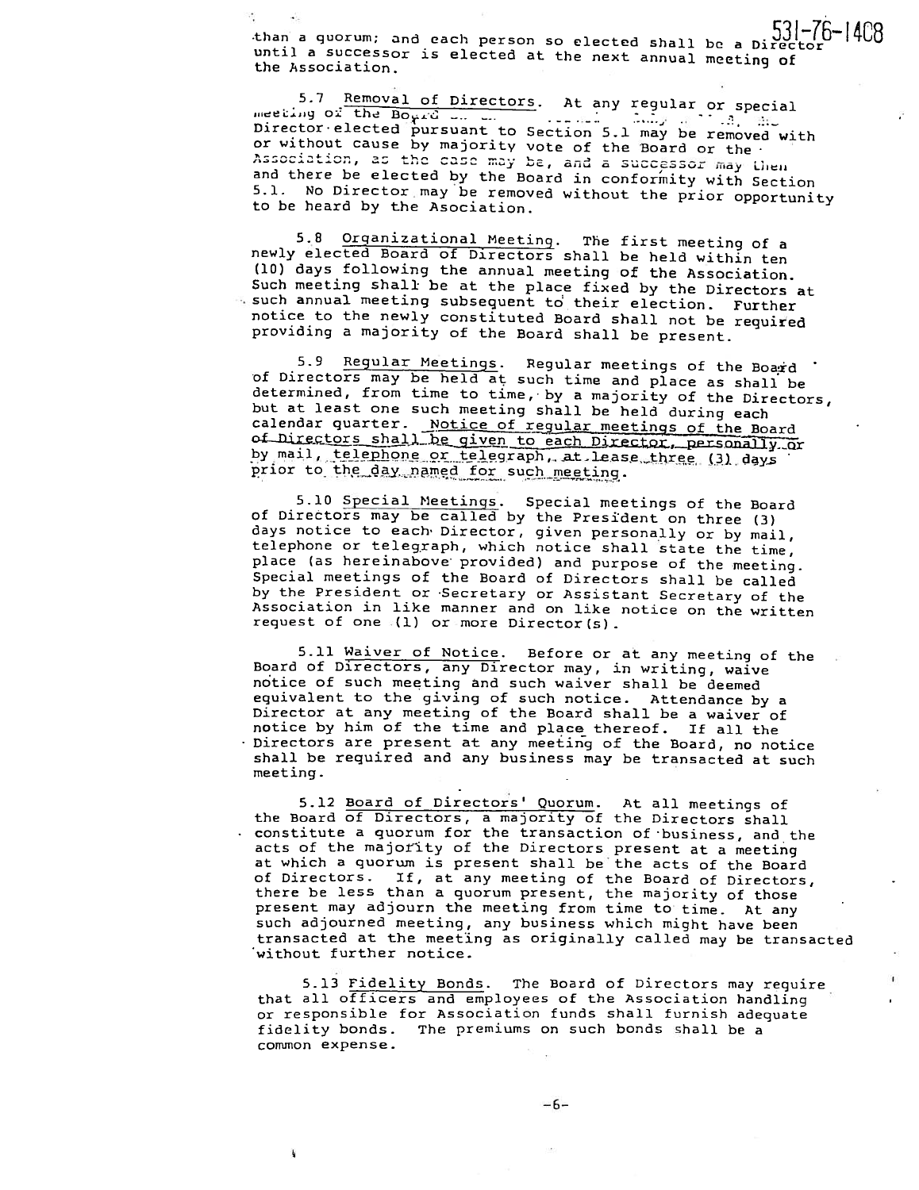than a quorum; and each person so elected shall be a Director until a successor is elected at the next annual meeting of the Association.

5.7 Removal of Directors. At any regular or special meeting of the Board ... Director elected pursuant to Section 5.1 may be removed with or without cause by majority vote of the Board or the Association, as the case may be, and a successor may then and there be elected by the Board in conformity with Section 5.1. No Director may be removed without the prior opportunity to be heard by the Asociation.

5.8 Organizational Meeting. The first meeting of a newly elected Board of Directors shall be held within ten (10) days following the annual meeting of the Association. Such meeting shall be at the place fixed by the Directors at such annual meeting subsequent to their election. Further notice to the newly constituted Board shall not be required providing a majority of the Board shall be present.

5.9 Regular Meetings. Regular meetings of the Board of Directors may be held at such time and place as shall be determined, from time to time, by a majority of the Directors, but at least one such meeting shall be held during each calendar quarter. Notice of regular meetings of the Board of Directors shall be given to each Director, personally or by mail, telephone or telegraph, at lease three (3) days prior to the day named for such meeting.

5.10 Special Meetings. Special meetings of the Board of Directors may be called by the President on three (3) days notice to each Director, given personally or by mail, telephone or telegraph, which notice shall state the time, place (as hereinabove provided) and purpose of the meeting. Special meetings of the Board of Directors shall be called by the President or Secretary or Assistant Secretary of the Association in like manner and on like notice on the written request of one (1) or more Director(s).

5.11 Waiver of Notice. Before or at any meeting of the Board of Directors, any Director may, in writing, waive notice of such meeting and such waiver shall be deemed equivalent to the giving of such notice. Attendance by a Director at any meeting of the Board shall be a waiver of notice by him of the time and place thereof. If all the Directors are present at any meeting of the Board, no notice shall be required and any business may be transacted at such meeting.

5.12 Board of Directors' Quorum. At all meetings of the Board of Directors, a majority of the Directors shall constitute a quorum for the transaction of business, and the acts of the majority of the Directors present at a meeting at which a quorum is present shall be the acts of the Board of Directors. If, at any meeting of the Board of Directors, there be less than a quorum present, the majority of those present may adjourn the meeting from time to time. At any such adjourned meeting, any business which might have been transacted at the meeting as originally called may be transacted without further notice.

5.13 Fidelity Bonds. The Board of Directors may require that all officers and employees of the Association handling or responsible for Association funds shall furnish adequate fidelity bonds. The premiums on such bonds shall be a common expense.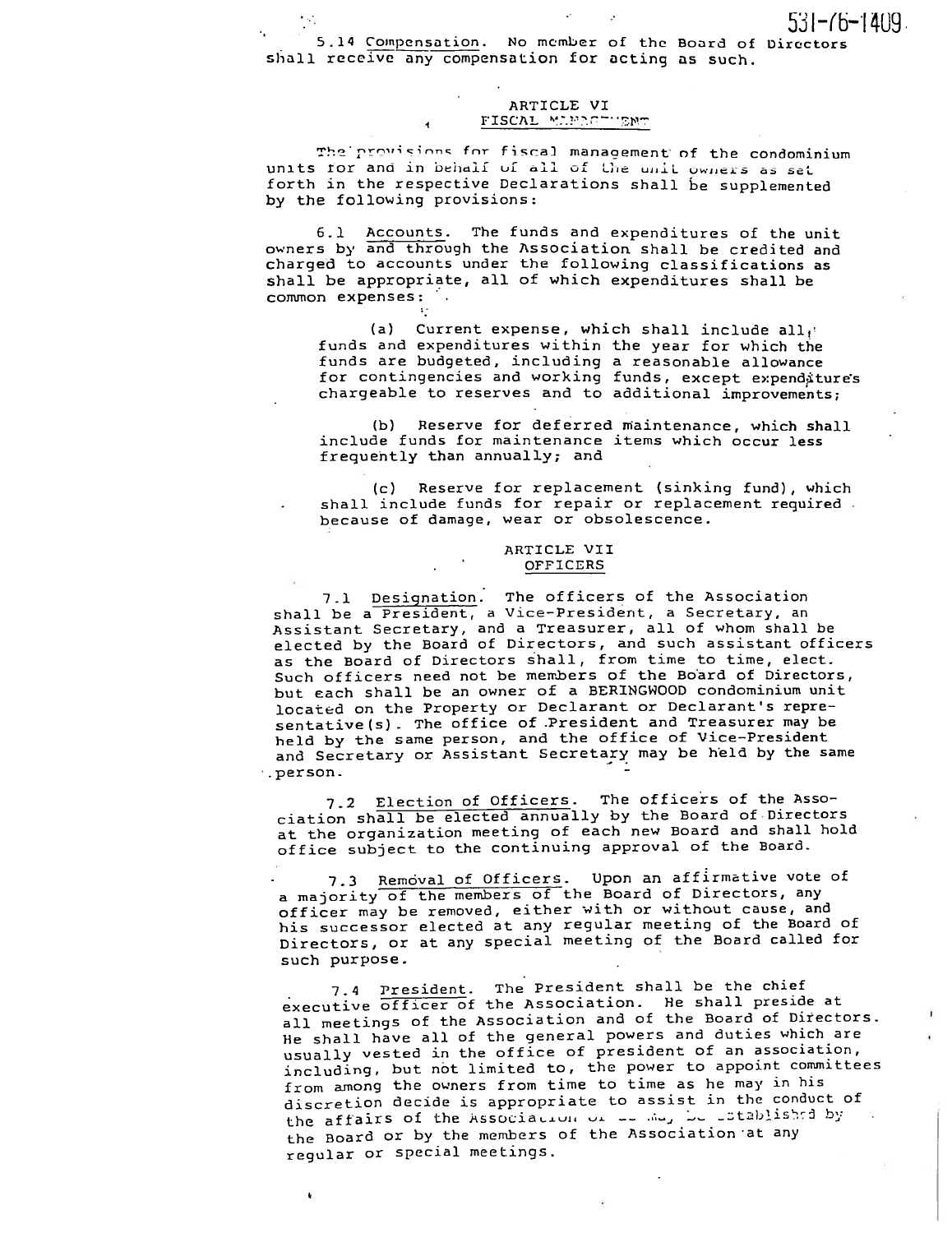5.14 Compensation. No member of the Board of Directors shall receive any compensation for acting as such.

## ARTICLE VI
## FISCAL MANAGEMENT

The provisions for fiscal management of the condominium units for and in behalf of all of the unit owners as set forth in the respective Declarations shall be supplemented by the following provisions:

6.1 Accounts. The funds and expenditures of the unit owners by and through the Association shall be credited and charged to accounts under the following classifications as shall be appropriate, all of which expenditures shall be common expenses:

(a) Current expense, which shall include all funds and expenditures within the year for which the funds are budgeted, including a reasonable allowance for contingencies and working funds, except expenditures chargeable to reserves and to additional improvements;

(b) Reserve for deferred maintenance, which shall include funds for maintenance items which occur less frequently than annually; and

(c) Reserve for replacement (sinking fund), which shall include funds for repair or replacement required because of damage, wear or obsolescence.

## ARTICLE VII
## OFFICERS

7.1 Designation. The officers of the Association shall be a President, a Vice-President, a Secretary, an Assistant Secretary, and a Treasurer, all of whom shall be elected by the Board of Directors, and such assistant officers as the Board of Directors shall, from time to time, elect. Such officers need not be members of the Board of Directors, but each shall be an owner of a BERINGWOOD condominium unit located on the Property or Declarant or Declarant's representative(s). The office of President and Treasurer may be held by the same person, and the office of Vice-President and Secretary or Assistant Secretary may be held by the same person.

7.2 Election of Officers. The officers of the Association shall be elected annually by the Board of Directors at the organization meeting of each new Board and shall hold office subject to the continuing approval of the Board.

7.3 Removal of Officers. Upon an affirmative vote of a majority of the members of the Board of Directors, any officer may be removed, either with or without cause, and his successor elected at any regular meeting of the Board of Directors, or at any special meeting of the Board called for such purpose.

7.4 President. The President shall be the chief executive officer of the Association. He shall preside at all meetings of the Association and of the Board of Directors. He shall have all of the general powers and duties which are usually vested in the office of president of an association, including, but not limited to, the power to appoint committees from among the owners from time to time as he may in his discretion decide is appropriate to assist in the conduct of the affairs of the Association or as may be established by the Board or by the members of the Association at any regular or special meetings.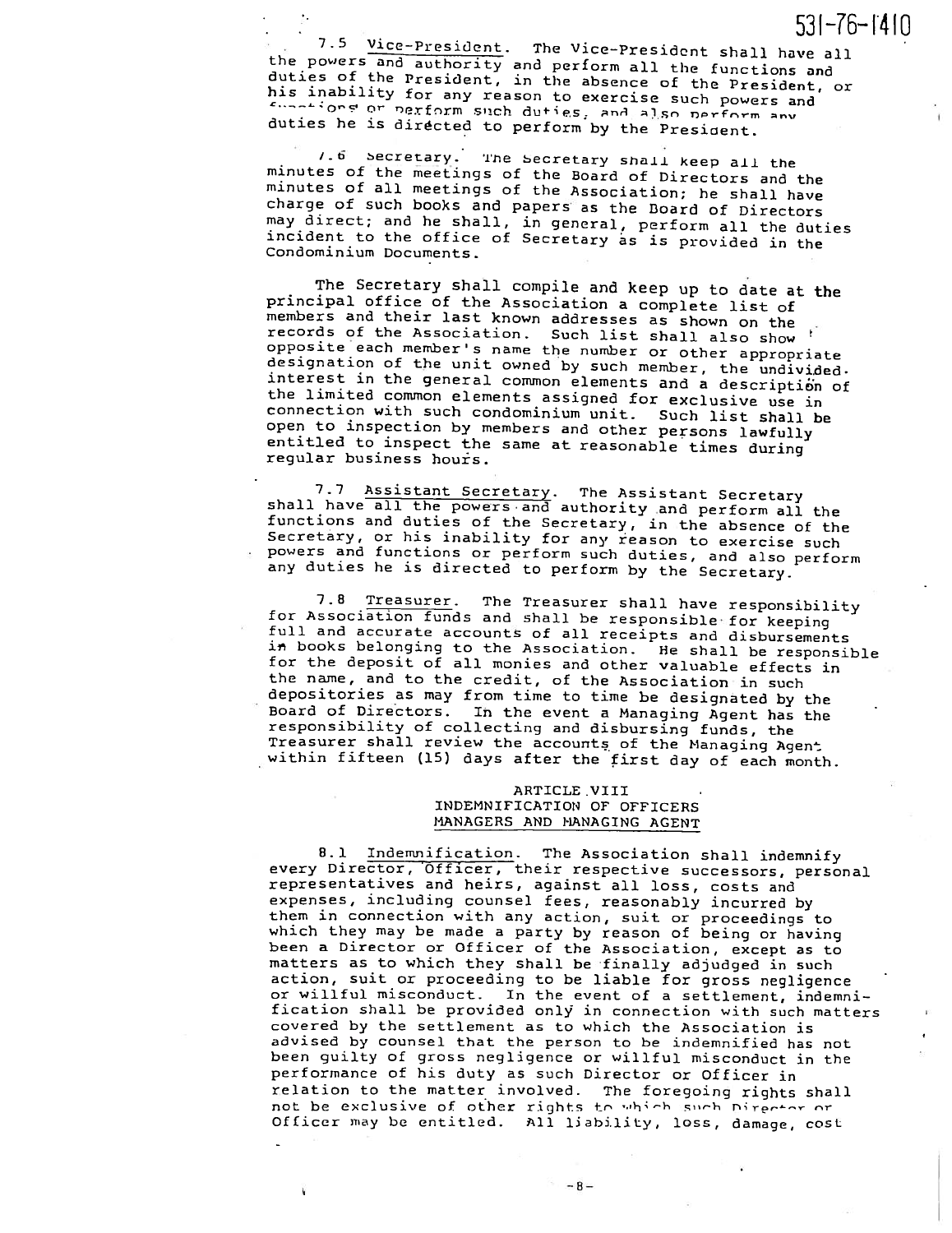7.5 Vice-President. The Vice-President shall have all the powers and authority and perform all the functions and duties of the President, in the absence of the President, or his inability for any reason to exercise such powers and functions or perform such duties, and also perform any duties he is directed to perform by the President.

7.6 Secretary. The Secretary shall keep all the minutes of the meetings of the Board of Directors and the minutes of all meetings of the Association; he shall have charge of such books and papers as the Board of Directors may direct; and he shall, in general, perform all the duties incident to the office of Secretary as is provided in the Condominium Documents.

The Secretary shall compile and keep up to date at the principal office of the Association a complete list of members and their last known addresses as shown on the records of the Association. Such list shall also show opposite each member's name the number or other appropriate designation of the unit owned by such member, the undivided interest in the general common elements and a description of the limited common elements assigned for exclusive use in connection with such condominium unit. Such list shall be open to inspection by members and other persons lawfully entitled to inspect the same at reasonable times during regular business hours.

7.7 Assistant Secretary. The Assistant Secretary shall have all the powers and authority and perform all the functions and duties of the Secretary, in the absence of the Secretary, or his inability for any reason to exercise such powers and functions or perform such duties, and also perform any duties he is directed to perform by the Secretary.

7.8 Treasurer. The Treasurer shall have responsibility for Association funds and shall be responsible for keeping full and accurate accounts of all receipts and disbursements in books belonging to the Association. He shall be responsible for the deposit of all monies and other valuable effects in the name, and to the credit, of the Association in such depositories as may from time to time be designated by the Board of Directors. In the event a Managing Agent has the responsibility of collecting and disbursing funds, the Treasurer shall review the accounts of the Managing Agent within fifteen (15) days after the first day of each month.

## ARTICLE VIII
## INDEMNIFICATION OF OFFICERS MANAGERS AND MANAGING AGENT

8.1 Indemnification. The Association shall indemnify every Director, Officer, their respective successors, personal representatives and heirs, against all loss, costs and expenses, including counsel fees, reasonably incurred by them in connection with any action, suit or proceedings to which they may be made a party by reason of being or having been a Director or Officer of the Association, except as to matters as to which they shall be finally adjudged in such action, suit or proceeding to be liable for gross negligence or willful misconduct. In the event of a settlement, indemnification shall be provided only in connection with such matters covered by the settlement as to which the Association is advised by counsel that the person to be indemnified has not been guilty of gross negligence or willful misconduct in the performance of his duty as such Director or Officer in relation to the matter involved. The foregoing rights shall not be exclusive of other rights to which such Director or Officer may be entitled. All liability, loss, damage, cost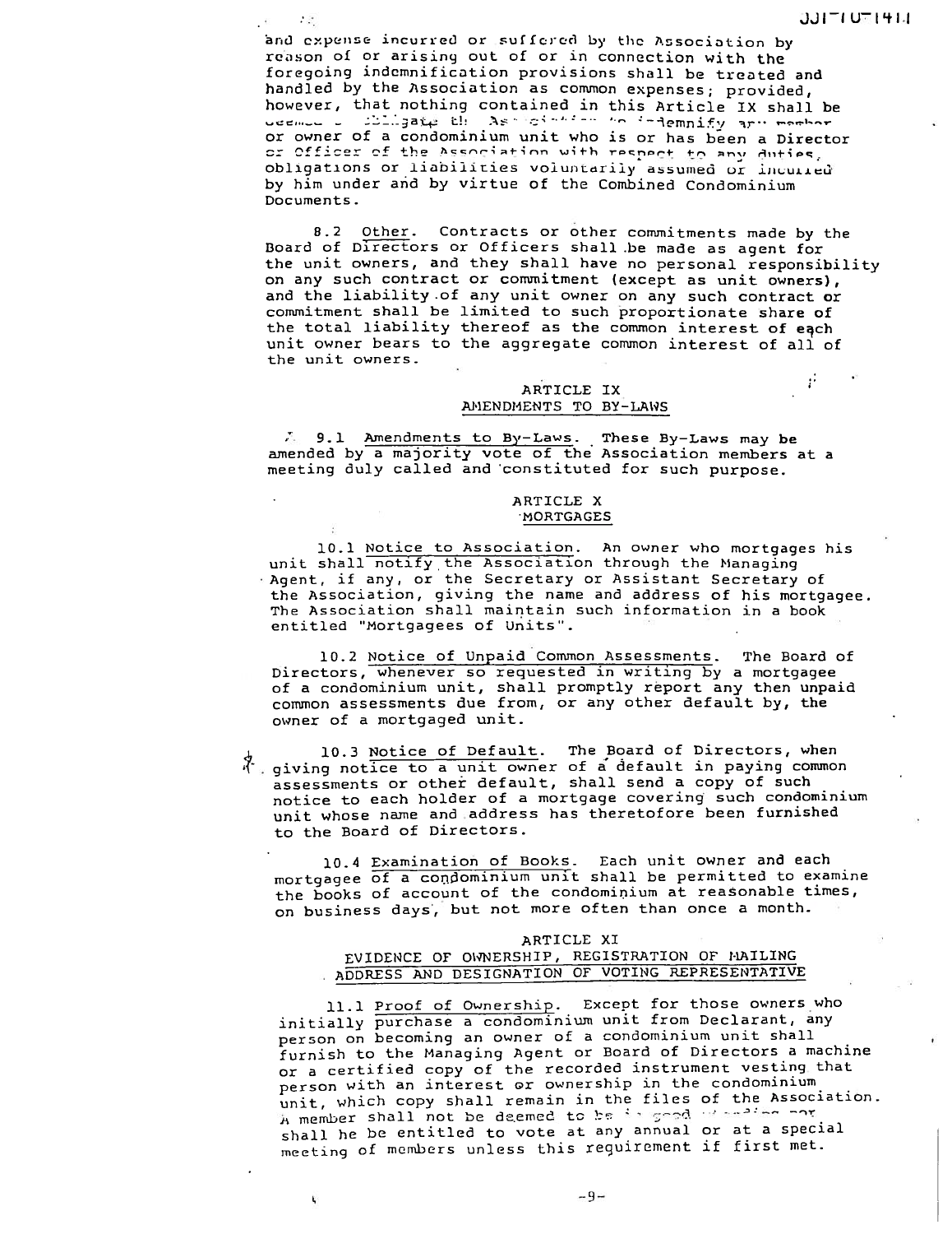and expense incurred or suffered by the Association by reason of or arising out of or in connection with the foregoing indemnification provisions shall be treated and handled by the Association as common expenses; provided, however, that nothing contained in this Article IX shall be deemed to obligate the Association to indemnify any member or owner of a condominium unit who is or has been a Director or Officer of the Association with respect to any duties, obligations or liabilities voluntarily assumed or incurred by him under and by virtue of the Combined Condominium Documents.

8.2 Other. Contracts or other commitments made by the Board of Directors or Officers shall be made as agent for the unit owners, and they shall have no personal responsibility on any such contract or commitment (except as unit owners), and the liability of any unit owner on any such contract or commitment shall be limited to such proportionate share of the total liability thereof as the common interest of each unit owner bears to the aggregate common interest of all of the unit owners.

## ARTICLE IX
## AMENDMENTS TO BY-LAWS

9.1 Amendments to By-Laws. These By-Laws may be amended by a majority vote of the Association members at a meeting duly called and constituted for such purpose.

## ARTICLE X
## MORTGAGES

10.1 Notice to Association. An owner who mortgages his unit shall notify the Association through the Managing Agent, if any, or the Secretary or Assistant Secretary of the Association, giving the name and address of his mortgagee. The Association shall maintain such information in a book entitled "Mortgagees of Units".

10.2 Notice of Unpaid Common Assessments. The Board of Directors, whenever so requested in writing by a mortgagee of a condominium unit, shall promptly report any then unpaid common assessments due from, or any other default by, the owner of a mortgaged unit.

10.3 Notice of Default. The Board of Directors, when giving notice to a unit owner of a default in paying common assessments or other default, shall send a copy of such notice to each holder of a mortgage covering such condominium unit whose name and address has theretofore been furnished to the Board of Directors.

10.4 Examination of Books. Each unit owner and each mortgagee of a condominium unit shall be permitted to examine the books of account of the condominium at reasonable times, on business days, but not more often than once a month.

## ARTICLE XI
## EVIDENCE OF OWNERSHIP, REGISTRATION OF MAILING ADDRESS AND DESIGNATION OF VOTING REPRESENTATIVE

11.1 Proof of Ownership. Except for those owners who initially purchase a condominium unit from Declarant, any person on becoming an owner of a condominium unit shall furnish to the Managing Agent or Board of Directors a machine or a certified copy of the recorded instrument vesting that person with an interest or ownership in the condominium unit, which copy shall remain in the files of the Association. A member shall not be deemed to be in good standing nor shall he be entitled to vote at any annual or at a special meeting of members unless this requirement if first met.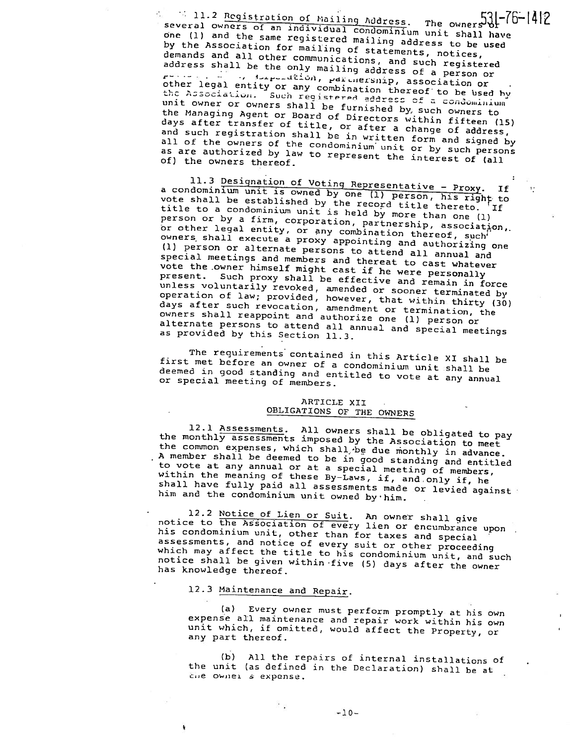11.2 Registration of Mailing Address. The owners or several owners of an individual condominium unit shall have one (1) and the same registered mailing address to be used by the Association for mailing of statements, notices, demands and all other communications, and such registered address shall be the only mailing address of a person or persons, firm, corporation, partnership, association or other legal entity or any combination thereof to be used by the Association. Such registered address of a condominium unit owner or owners shall be furnished by such owners to the Managing Agent or Board of Directors within fifteen (15) days after transfer of title, or after a change of address, and such registration shall be in written form and signed by all of the owners of the condominium unit or by such persons as are authorized by law to represent the interest of (all of) the owners thereof.

11.3 Designation of Voting Representative - Proxy. If a condominium unit is owned by one (1) person, his right to vote shall be established by the record title thereto. If title to a condominium unit is held by more than one (1) person or by a firm, corporation, partnership, association, or other legal entity, or any combination thereof, such owners shall execute a proxy appointing and authorizing one (1) person or alternate persons to attend all annual and special meetings and members and thereat to cast whatever vote the owner himself might cast if he were personally present. Such proxy shall be effective and remain in force unless voluntarily revoked, amended or sooner terminated by operation of law; provided, however, that within thirty (30) days after such revocation, amendment or termination, the owners shall reappoint and authorize one (1) person or alternate persons to attend all annual and special meetings as provided by this Section 11.3.

The requirements contained in this Article XI shall be first met before an owner of a condominium unit shall be deemed in good standing and entitled to vote at any annual or special meeting of members.

## ARTICLE XII
## OBLIGATIONS OF THE OWNERS

12.1 Assessments. All owners shall be obligated to pay the monthly assessments imposed by the Association to meet the common expenses, which shall be due monthly in advance. A member shall be deemed to be in good standing and entitled to vote at any annual or at a special meeting of members, within the meaning of these By-Laws, if, and only if, he shall have fully paid all assessments made or levied against him and the condominium unit owned by him.

12.2 Notice of Lien or Suit. An owner shall give notice to the Association of every lien or encumbrance upon his condominium unit, other than for taxes and special assessments, and notice of every suit or other proceeding which may affect the title to his condominium unit, and such notice shall be given within five (5) days after the owner has knowledge thereof.

12.3 Maintenance and Repair.

(a) Every owner must perform promptly at his own expense all maintenance and repair work within his own unit which, if omitted, would affect the Property, or any part thereof.

(b) All the repairs of internal installations of the unit (as defined in the Declaration) shall be at the owner's expense.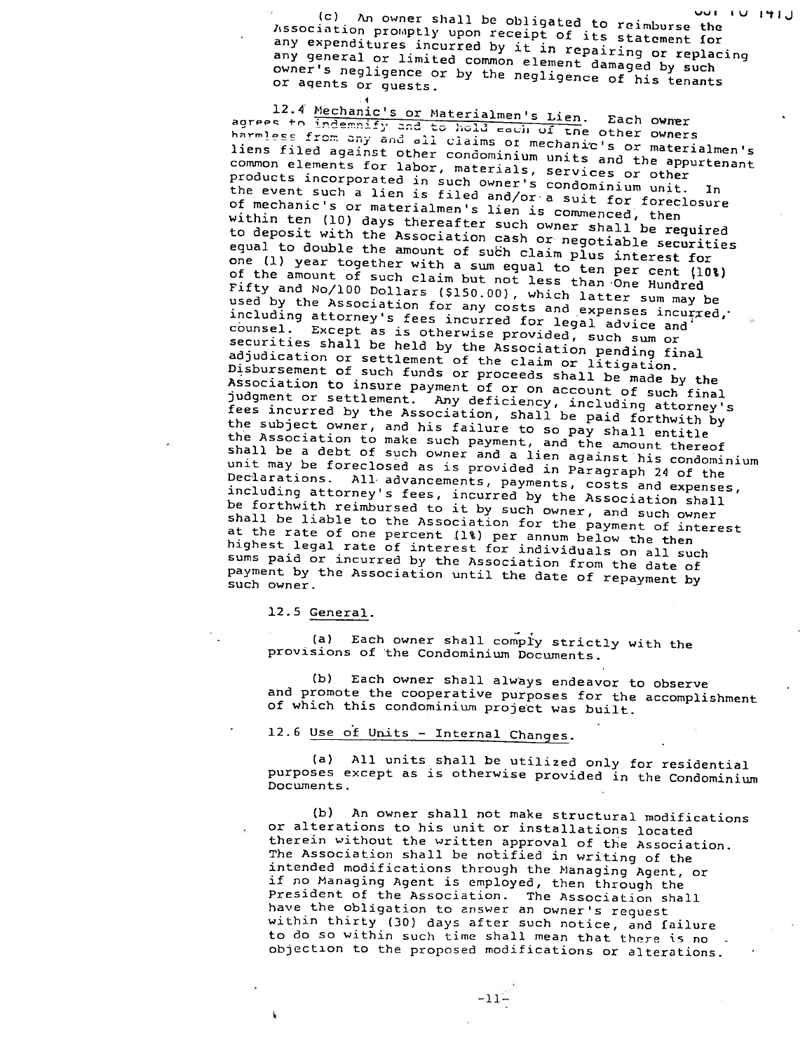(c) An owner shall be obligated to reimburse the Association promptly upon receipt of its statement for any expenditures incurred by it in repairing or replacing any general or limited common element damaged by such owner's negligence or by the negligence of his tenants or agents or guests.

12.4 Mechanic's or Materialmen's Lien. Each owner agrees to indemnify and to hold each of the other owners harmless from any and all claims or mechanic's or materialmen's liens filed against other condominium units and the appurtenant common elements for labor, materials, services or other products incorporated in such owner's condominium unit. In the event such a lien is filed and/or a suit for foreclosure of mechanic's or materialmen's lien is commenced, then within ten (10) days thereafter such owner shall be required to deposit with the Association cash or negotiable securities equal to double the amount of such claim plus interest for one (1) year together with a sum equal to ten per cent (10%) of the amount of such claim but not less than One Hundred Fifty and No/100 Dollars ($150.00), which latter sum may be used by the Association for any costs and expenses incurred, including attorney's fees incurred for legal advice and counsel. Except as is otherwise provided, such sum or securities shall be held by the Association pending final adjudication or settlement of the claim or litigation. Disbursement of such funds or proceeds shall be made by the Association to insure payment of or on account of such final judgment or settlement. Any deficiency, including attorney's fees incurred by the Association, shall be paid forthwith by the subject owner, and his failure to so pay shall entitle the Association to make such payment, and the amount thereof shall be a debt of such owner and a lien against his condominium unit may be foreclosed as is provided in Paragraph 24 of the Declarations. All advancements, payments, costs and expenses, including attorney's fees, incurred by the Association shall be forthwith reimbursed to it by such owner, and such owner shall be liable to the Association for the payment of interest at the rate of one percent (1%) per annum below the then highest legal rate of interest for individuals on all such sums paid or incurred by the Association from the date of payment by the Association until the date of repayment by such owner.

12.5 General.

(a) Each owner shall comply strictly with the provisions of the Condominium Documents.

(b) Each owner shall always endeavor to observe and promote the cooperative purposes for the accomplishment of which this condominium project was built.

12.6 Use of Units - Internal Changes.

(a) All units shall be utilized only for residential purposes except as is otherwise provided in the Condominium Documents.

(b) An owner shall not make structural modifications or alterations to his unit or installations located therein without the written approval of the Association. The Association shall be notified in writing of the intended modifications through the Managing Agent, or if no Managing Agent is employed, then through the President of the Association. The Association shall have the obligation to answer an owner's request within thirty (30) days after such notice, and failure to do so within such time shall mean that there is no objection to the proposed modifications or alterations.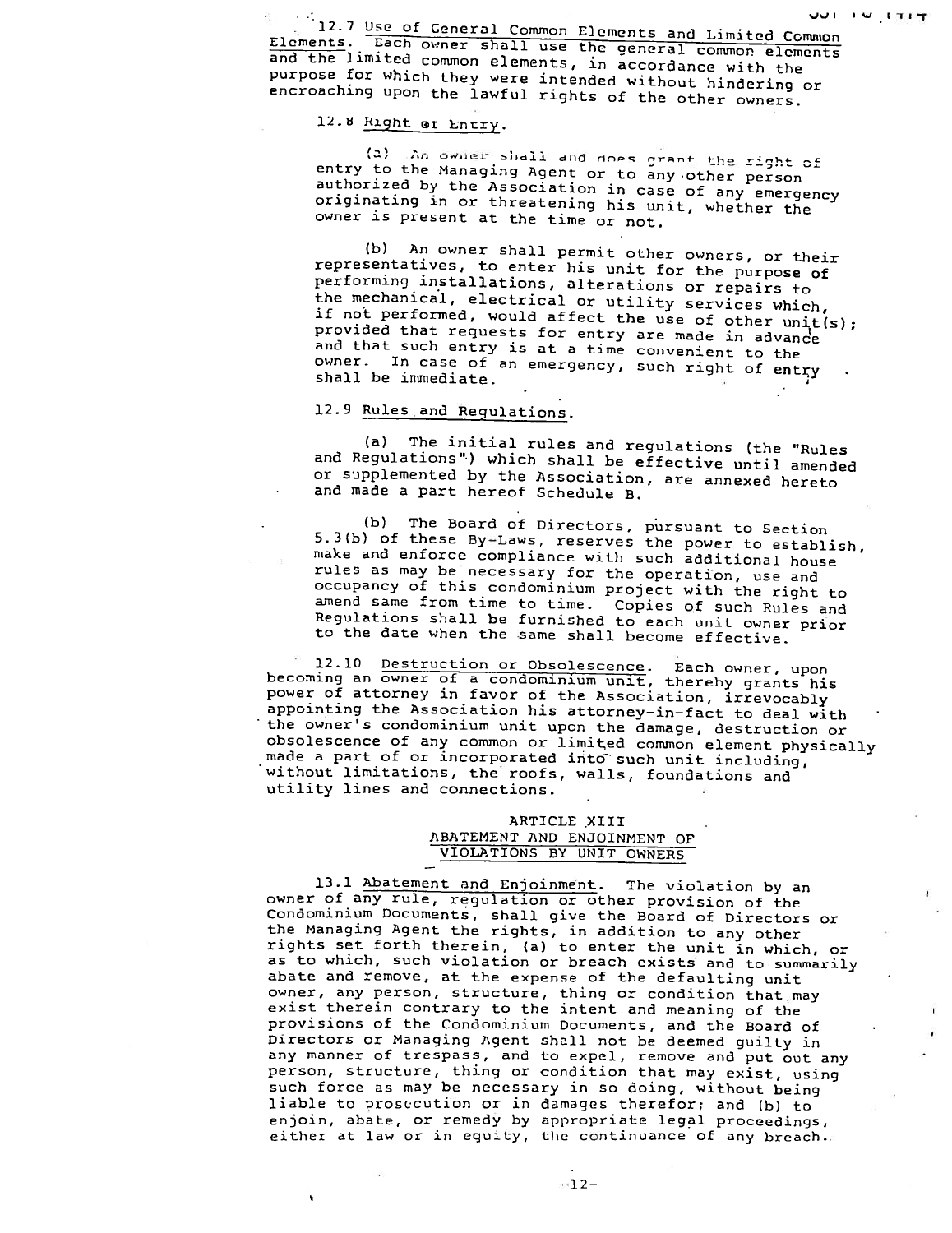12.7 Use of General Common Elements and Limited Common Elements. Each owner shall use the general common elements and the limited common elements, in accordance with the purpose for which they were intended without hindering or encroaching upon the lawful rights of the other owners.

12.8 Right of Entry.

(a) An owner shall and does grant the right of entry to the Managing Agent or to any other person authorized by the Association in case of any emergency originating in or threatening his unit, whether the owner is present at the time or not.

(b) An owner shall permit other owners, or their representatives, to enter his unit for the purpose of performing installations, alterations or repairs to the mechanical, electrical or utility services which, if not performed, would affect the use of other unit(s); provided that requests for entry are made in advance and that such entry is at a time convenient to the owner. In case of an emergency, such right of entry shall be immediate.

12.9 Rules and Regulations.

(a) The initial rules and regulations (the "Rules and Regulations") which shall be effective until amended or supplemented by the Association, are annexed hereto and made a part hereof Schedule B.

(b) The Board of Directors, pursuant to Section 5.3(b) of these By-Laws, reserves the power to establish, make and enforce compliance with such additional house rules as may be necessary for the operation, use and occupancy of this condominium project with the right to amend same from time to time. Copies of such Rules and Regulations shall be furnished to each unit owner prior to the date when the same shall become effective.

12.10 Destruction or Obsolescence. Each owner, upon becoming an owner of a condominium unit, thereby grants his power of attorney in favor of the Association, irrevocably appointing the Association his attorney-in-fact to deal with the owner's condominium unit upon the damage, destruction or obsolescence of any common or limited common element physically made a part of or incorporated into such unit including, without limitations, the roofs, walls, foundations and utility lines and connections.

## ARTICLE XIII
## ABATEMENT AND ENJOINMENT OF VIOLATIONS BY UNIT OWNERS

13.1 Abatement and Enjoinment. The violation by an owner of any rule, regulation or other provision of the Condominium Documents, shall give the Board of Directors or the Managing Agent the rights, in addition to any other rights set forth therein, (a) to enter the unit in which, or as to which, such violation or breach exists and to summarily abate and remove, at the expense of the defaulting unit owner, any person, structure, thing or condition that may exist therein contrary to the intent and meaning of the provisions of the Condominium Documents, and the Board of Directors or Managing Agent shall not be deemed guilty in any manner of trespass, and to expel, remove and put out any person, structure, thing or condition that may exist, using such force as may be necessary in so doing, without being liable to prosecution or in damages therefor; and (b) to enjoin, abate, or remedy by appropriate legal proceedings, either at law or in equity, the continuance of any breach.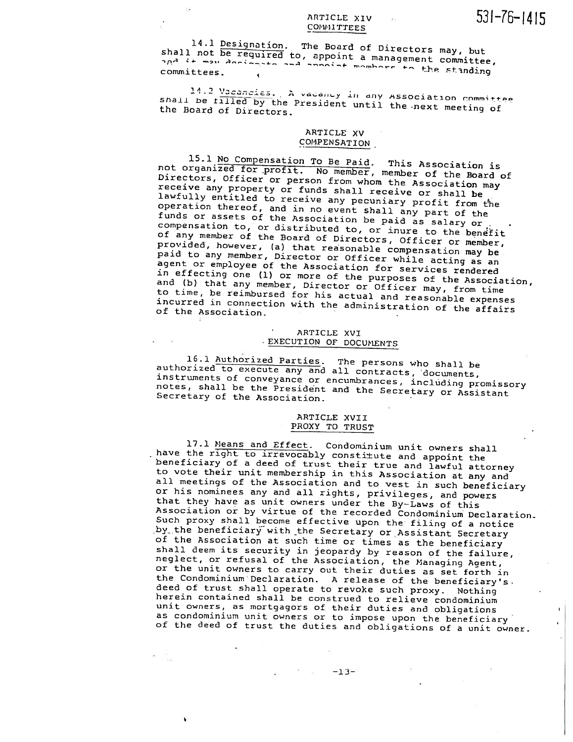531-76-1415

## ARTICLE XIV
## COMMITTEES

14.1 Designation. The Board of Directors may, but shall not be required to, appoint a management committee, and it may designate and appoint members to the standing committees.

14.2 Vacancies. A vacancy in any Association committee shall be filled by the President until the next meeting of the Board of Directors.

## ARTICLE XV
## COMPENSATION

15.1 No Compensation To Be Paid. This Association is not organized for profit. No member, member of the Board of Directors, Officer or person from whom the Association may receive any property or funds shall receive or shall be lawfully entitled to receive any pecuniary profit from the operation thereof, and in no event shall any part of the funds or assets of the Association be paid as salary or compensation to, or distributed to, or inure to the benefit of any member of the Board of Directors, Officer or member, provided, however, (a) that reasonable compensation may be paid to any member, Director or Officer while acting as an agent or employee of the Association for services rendered in effecting one (1) or more of the purposes of the Association, and (b) that any member, Director or Officer may, from time to time, be reimbursed for his actual and reasonable expenses incurred in connection with the administration of the affairs of the Association.

## ARTICLE XVI
## EXECUTION OF DOCUMENTS

16.1 Authorized Parties. The persons who shall be authorized to execute any and all contracts, documents, instruments of conveyance or encumbrances, including promissory notes, shall be the President and the Secretary or Assistant Secretary of the Association.

## ARTICLE XVII
## PROXY TO TRUST

17.1 Means and Effect. Condominium unit owners shall have the right to irrevocably constitute and appoint the beneficiary of a deed of trust their true and lawful attorney to vote their unit membership in this Association at any and all meetings of the Association and to vest in such beneficiary or his nominees any and all rights, privileges, and powers that they have as unit owners under the By-Laws of this Association or by virtue of the recorded Condominium Declaration. Such proxy shall become effective upon the filing of a notice by the beneficiary with the Secretary or Assistant Secretary of the Association at such time or times as the beneficiary shall deem its security in jeopardy by reason of the failure, neglect, or refusal of the Association, the Managing Agent, or the unit owners to carry out their duties as set forth in the Condominium Declaration. A release of the beneficiary's deed of trust shall operate to revoke such proxy. Nothing herein contained shall be construed to relieve condominium unit owners, as mortgagors of their duties and obligations as condominium unit owners or to impose upon the beneficiary of the deed of trust the duties and obligations of a unit owner.